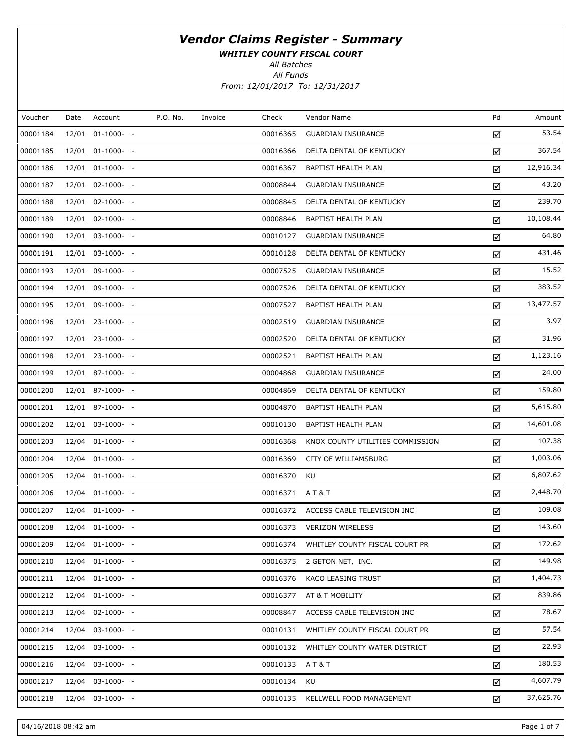# Vendor Claims Register - Summary

***WHITLEY COUNTY FISCAL COURT***

*All Batches*

*All Funds*

*From: 12/01/2017 To: 12/31/2017*

| Voucher | Date | Account | P.O. No. | Invoice | Check | Vendor Name | Pd | Amount |
|---|---|---|---|---|---|---|---|---|
| 00001184 | 12/01 | 01-1000- - | | | 00016365 | GUARDIAN INSURANCE | ☑ | 53.54 |
| 00001185 | 12/01 | 01-1000- - | | | 00016366 | DELTA DENTAL OF KENTUCKY | ☑ | 367.54 |
| 00001186 | 12/01 | 01-1000- - | | | 00016367 | BAPTIST HEALTH PLAN | ☑ | 12,916.34 |
| 00001187 | 12/01 | 02-1000- - | | | 00008844 | GUARDIAN INSURANCE | ☑ | 43.20 |
| 00001188 | 12/01 | 02-1000- - | | | 00008845 | DELTA DENTAL OF KENTUCKY | ☑ | 239.70 |
| 00001189 | 12/01 | 02-1000- - | | | 00008846 | BAPTIST HEALTH PLAN | ☑ | 10,108.44 |
| 00001190 | 12/01 | 03-1000- - | | | 00010127 | GUARDIAN INSURANCE | ☑ | 64.80 |
| 00001191 | 12/01 | 03-1000- - | | | 00010128 | DELTA DENTAL OF KENTUCKY | ☑ | 431.46 |
| 00001193 | 12/01 | 09-1000- - | | | 00007525 | GUARDIAN INSURANCE | ☑ | 15.52 |
| 00001194 | 12/01 | 09-1000- - | | | 00007526 | DELTA DENTAL OF KENTUCKY | ☑ | 383.52 |
| 00001195 | 12/01 | 09-1000- - | | | 00007527 | BAPTIST HEALTH PLAN | ☑ | 13,477.57 |
| 00001196 | 12/01 | 23-1000- - | | | 00002519 | GUARDIAN INSURANCE | ☑ | 3.97 |
| 00001197 | 12/01 | 23-1000- - | | | 00002520 | DELTA DENTAL OF KENTUCKY | ☑ | 31.96 |
| 00001198 | 12/01 | 23-1000- - | | | 00002521 | BAPTIST HEALTH PLAN | ☑ | 1,123.16 |
| 00001199 | 12/01 | 87-1000- - | | | 00004868 | GUARDIAN INSURANCE | ☑ | 24.00 |
| 00001200 | 12/01 | 87-1000- - | | | 00004869 | DELTA DENTAL OF KENTUCKY | ☑ | 159.80 |
| 00001201 | 12/01 | 87-1000- - | | | 00004870 | BAPTIST HEALTH PLAN | ☑ | 5,615.80 |
| 00001202 | 12/01 | 03-1000- - | | | 00010130 | BAPTIST HEALTH PLAN | ☑ | 14,601.08 |
| 00001203 | 12/04 | 01-1000- - | | | 00016368 | KNOX COUNTY UTILITIES COMMISSION | ☑ | 107.38 |
| 00001204 | 12/04 | 01-1000- - | | | 00016369 | CITY OF WILLIAMSBURG | ☑ | 1,003.06 |
| 00001205 | 12/04 | 01-1000- - | | | 00016370 | KU | ☑ | 6,807.62 |
| 00001206 | 12/04 | 01-1000- - | | | 00016371 | A T & T | ☑ | 2,448.70 |
| 00001207 | 12/04 | 01-1000- - | | | 00016372 | ACCESS CABLE TELEVISION INC | ☑ | 109.08 |
| 00001208 | 12/04 | 01-1000- - | | | 00016373 | VERIZON WIRELESS | ☑ | 143.60 |
| 00001209 | 12/04 | 01-1000- - | | | 00016374 | WHITLEY COUNTY FISCAL COURT PR | ☑ | 172.62 |
| 00001210 | 12/04 | 01-1000- - | | | 00016375 | 2 GETON NET, INC. | ☑ | 149.98 |
| 00001211 | 12/04 | 01-1000- - | | | 00016376 | KACO LEASING TRUST | ☑ | 1,404.73 |
| 00001212 | 12/04 | 01-1000- - | | | 00016377 | AT & T MOBILITY | ☑ | 839.86 |
| 00001213 | 12/04 | 02-1000- - | | | 00008847 | ACCESS CABLE TELEVISION INC | ☑ | 78.67 |
| 00001214 | 12/04 | 03-1000- - | | | 00010131 | WHITLEY COUNTY FISCAL COURT PR | ☑ | 57.54 |
| 00001215 | 12/04 | 03-1000- - | | | 00010132 | WHITLEY COUNTY WATER DISTRICT | ☑ | 22.93 |
| 00001216 | 12/04 | 03-1000- - | | | 00010133 | A T & T | ☑ | 180.53 |
| 00001217 | 12/04 | 03-1000- - | | | 00010134 | KU | ☑ | 4,607.79 |
| 00001218 | 12/04 | 03-1000- - | | | 00010135 | KELLWELL FOOD MANAGEMENT | ☑ | 37,625.76 |

04/16/2018 08:42 am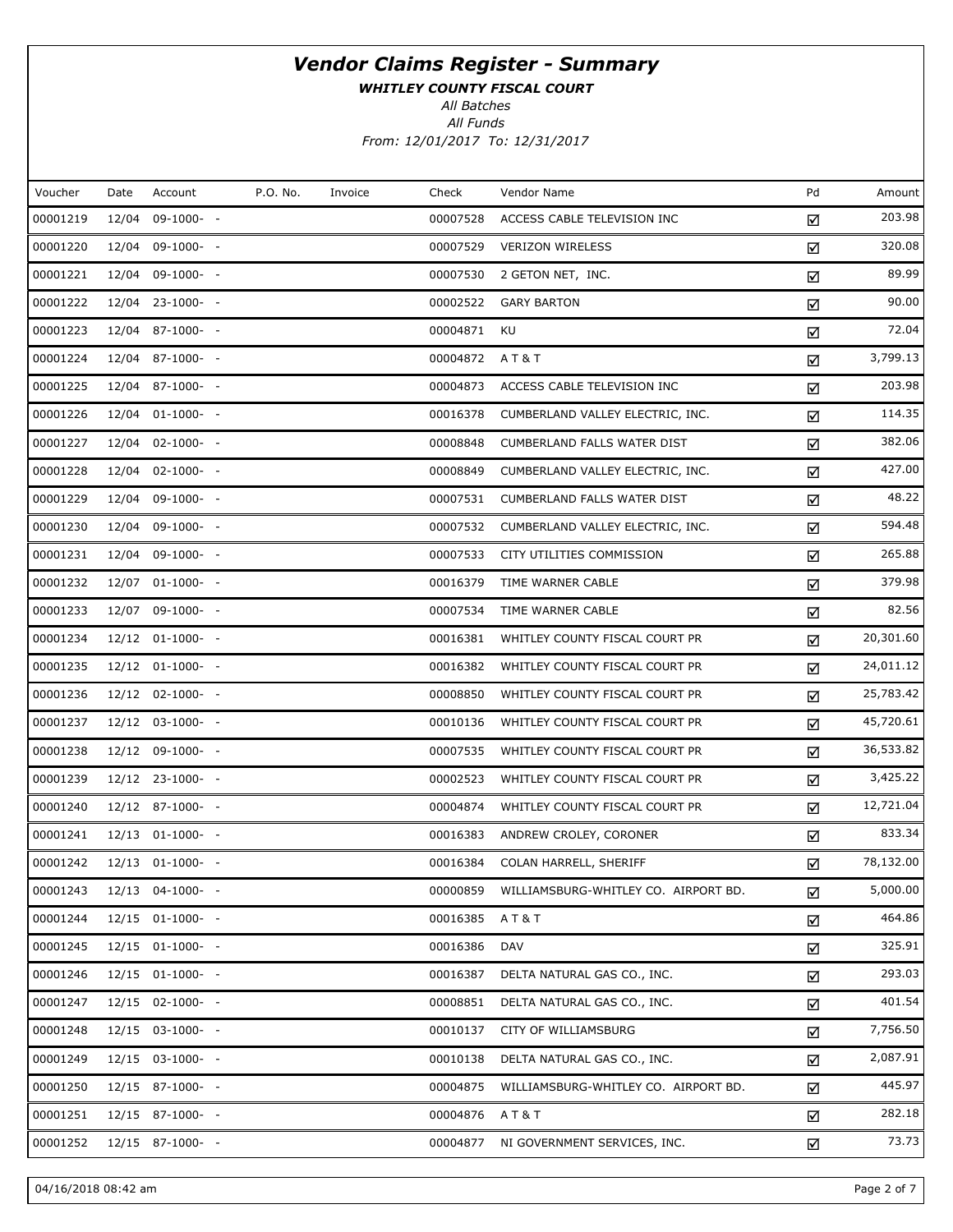# *Vendor Claims Register - Summary*

***WHITLEY COUNTY FISCAL COURT***

*All Batches*

*All Funds*

*From: 12/01/2017 To: 12/31/2017*

| Voucher | Date | Account | P.O. No. | Invoice | Check | Vendor Name | Pd | Amount |
|---|---|---|---|---|---|---|---|---|
| 00001219 | 12/04 | 09-1000- - | | | 00007528 | ACCESS CABLE TELEVISION INC | ☑ | 203.98 |
| 00001220 | 12/04 | 09-1000- - | | | 00007529 | VERIZON WIRELESS | ☑ | 320.08 |
| 00001221 | 12/04 | 09-1000- - | | | 00007530 | 2 GETON NET, INC. | ☑ | 89.99 |
| 00001222 | 12/04 | 23-1000- - | | | 00002522 | GARY BARTON | ☑ | 90.00 |
| 00001223 | 12/04 | 87-1000- - | | | 00004871 | KU | ☑ | 72.04 |
| 00001224 | 12/04 | 87-1000- - | | | 00004872 | A T & T | ☑ | 3,799.13 |
| 00001225 | 12/04 | 87-1000- - | | | 00004873 | ACCESS CABLE TELEVISION INC | ☑ | 203.98 |
| 00001226 | 12/04 | 01-1000- - | | | 00016378 | CUMBERLAND VALLEY ELECTRIC, INC. | ☑ | 114.35 |
| 00001227 | 12/04 | 02-1000- - | | | 00008848 | CUMBERLAND FALLS WATER DIST | ☑ | 382.06 |
| 00001228 | 12/04 | 02-1000- - | | | 00008849 | CUMBERLAND VALLEY ELECTRIC, INC. | ☑ | 427.00 |
| 00001229 | 12/04 | 09-1000- - | | | 00007531 | CUMBERLAND FALLS WATER DIST | ☑ | 48.22 |
| 00001230 | 12/04 | 09-1000- - | | | 00007532 | CUMBERLAND VALLEY ELECTRIC, INC. | ☑ | 594.48 |
| 00001231 | 12/04 | 09-1000- - | | | 00007533 | CITY UTILITIES COMMISSION | ☑ | 265.88 |
| 00001232 | 12/07 | 01-1000- - | | | 00016379 | TIME WARNER CABLE | ☑ | 379.98 |
| 00001233 | 12/07 | 09-1000- - | | | 00007534 | TIME WARNER CABLE | ☑ | 82.56 |
| 00001234 | 12/12 | 01-1000- - | | | 00016381 | WHITLEY COUNTY FISCAL COURT PR | ☑ | 20,301.60 |
| 00001235 | 12/12 | 01-1000- - | | | 00016382 | WHITLEY COUNTY FISCAL COURT PR | ☑ | 24,011.12 |
| 00001236 | 12/12 | 02-1000- - | | | 00008850 | WHITLEY COUNTY FISCAL COURT PR | ☑ | 25,783.42 |
| 00001237 | 12/12 | 03-1000- - | | | 00010136 | WHITLEY COUNTY FISCAL COURT PR | ☑ | 45,720.61 |
| 00001238 | 12/12 | 09-1000- - | | | 00007535 | WHITLEY COUNTY FISCAL COURT PR | ☑ | 36,533.82 |
| 00001239 | 12/12 | 23-1000- - | | | 00002523 | WHITLEY COUNTY FISCAL COURT PR | ☑ | 3,425.22 |
| 00001240 | 12/12 | 87-1000- - | | | 00004874 | WHITLEY COUNTY FISCAL COURT PR | ☑ | 12,721.04 |
| 00001241 | 12/13 | 01-1000- - | | | 00016383 | ANDREW CROLEY, CORONER | ☑ | 833.34 |
| 00001242 | 12/13 | 01-1000- - | | | 00016384 | COLAN HARRELL, SHERIFF | ☑ | 78,132.00 |
| 00001243 | 12/13 | 04-1000- - | | | 00000859 | WILLIAMSBURG-WHITLEY CO. AIRPORT BD. | ☑ | 5,000.00 |
| 00001244 | 12/15 | 01-1000- - | | | 00016385 | A T & T | ☑ | 464.86 |
| 00001245 | 12/15 | 01-1000- - | | | 00016386 | DAV | ☑ | 325.91 |
| 00001246 | 12/15 | 01-1000- - | | | 00016387 | DELTA NATURAL GAS CO., INC. | ☑ | 293.03 |
| 00001247 | 12/15 | 02-1000- - | | | 00008851 | DELTA NATURAL GAS CO., INC. | ☑ | 401.54 |
| 00001248 | 12/15 | 03-1000- - | | | 00010137 | CITY OF WILLIAMSBURG | ☑ | 7,756.50 |
| 00001249 | 12/15 | 03-1000- - | | | 00010138 | DELTA NATURAL GAS CO., INC. | ☑ | 2,087.91 |
| 00001250 | 12/15 | 87-1000- - | | | 00004875 | WILLIAMSBURG-WHITLEY CO. AIRPORT BD. | ☑ | 445.97 |
| 00001251 | 12/15 | 87-1000- - | | | 00004876 | A T & T | ☑ | 282.18 |
| 00001252 | 12/15 | 87-1000- - | | | 00004877 | NI GOVERNMENT SERVICES, INC. | ☑ | 73.73 |

04/16/2018 08:42 am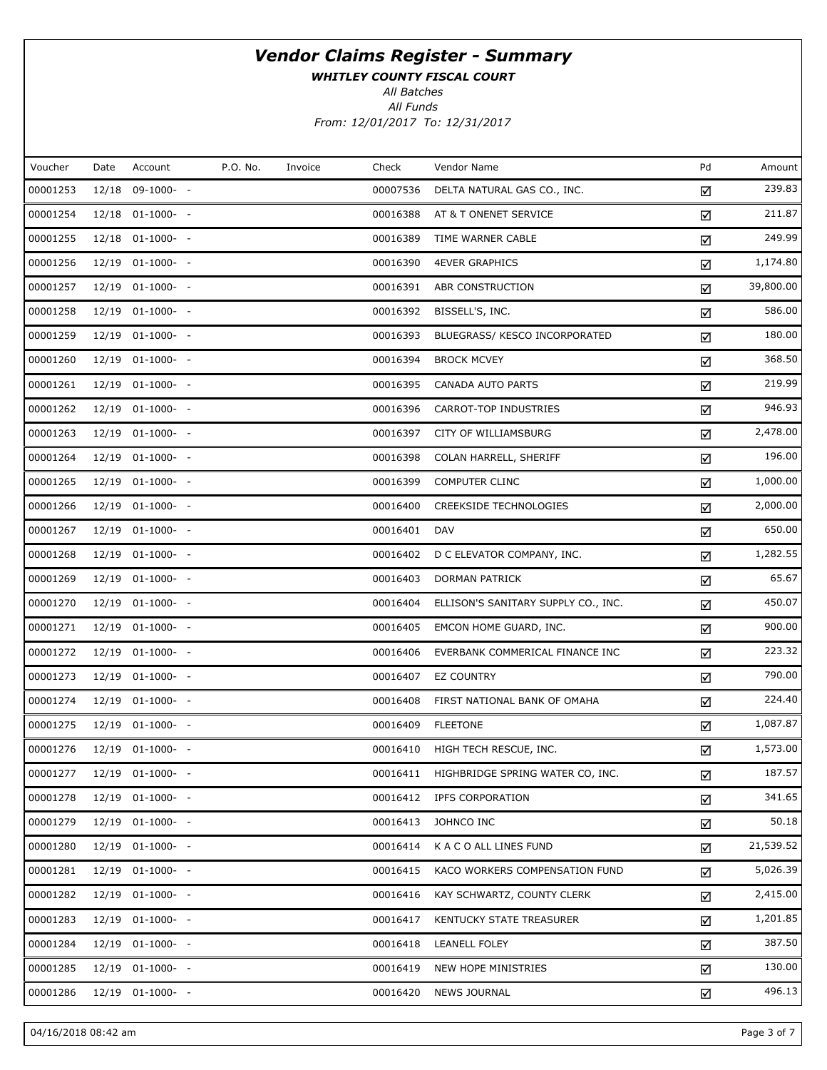# *Vendor Claims Register - Summary*

***WHITLEY COUNTY FISCAL COURT***

*All Batches*

*All Funds*

*From: 12/01/2017 To: 12/31/2017*

| Voucher | Date | Account | P.O. No. | Invoice | Check | Vendor Name | Pd | Amount |
|---|---|---|---|---|---|---|---|---|
| 00001253 | 12/18 | 09-1000- - | | | 00007536 | DELTA NATURAL GAS CO., INC. | ☑ | 239.83 |
| 00001254 | 12/18 | 01-1000- - | | | 00016388 | AT & T ONENET SERVICE | ☑ | 211.87 |
| 00001255 | 12/18 | 01-1000- - | | | 00016389 | TIME WARNER CABLE | ☑ | 249.99 |
| 00001256 | 12/19 | 01-1000- - | | | 00016390 | 4EVER GRAPHICS | ☑ | 1,174.80 |
| 00001257 | 12/19 | 01-1000- - | | | 00016391 | ABR CONSTRUCTION | ☑ | 39,800.00 |
| 00001258 | 12/19 | 01-1000- - | | | 00016392 | BISSELL'S, INC. | ☑ | 586.00 |
| 00001259 | 12/19 | 01-1000- - | | | 00016393 | BLUEGRASS/ KESCO INCORPORATED | ☑ | 180.00 |
| 00001260 | 12/19 | 01-1000- - | | | 00016394 | BROCK MCVEY | ☑ | 368.50 |
| 00001261 | 12/19 | 01-1000- - | | | 00016395 | CANADA AUTO PARTS | ☑ | 219.99 |
| 00001262 | 12/19 | 01-1000- - | | | 00016396 | CARROT-TOP INDUSTRIES | ☑ | 946.93 |
| 00001263 | 12/19 | 01-1000- - | | | 00016397 | CITY OF WILLIAMSBURG | ☑ | 2,478.00 |
| 00001264 | 12/19 | 01-1000- - | | | 00016398 | COLAN HARRELL, SHERIFF | ☑ | 196.00 |
| 00001265 | 12/19 | 01-1000- - | | | 00016399 | COMPUTER CLINC | ☑ | 1,000.00 |
| 00001266 | 12/19 | 01-1000- - | | | 00016400 | CREEKSIDE TECHNOLOGIES | ☑ | 2,000.00 |
| 00001267 | 12/19 | 01-1000- - | | | 00016401 | DAV | ☑ | 650.00 |
| 00001268 | 12/19 | 01-1000- - | | | 00016402 | D C ELEVATOR COMPANY, INC. | ☑ | 1,282.55 |
| 00001269 | 12/19 | 01-1000- - | | | 00016403 | DORMAN PATRICK | ☑ | 65.67 |
| 00001270 | 12/19 | 01-1000- - | | | 00016404 | ELLISON'S SANITARY SUPPLY CO., INC. | ☑ | 450.07 |
| 00001271 | 12/19 | 01-1000- - | | | 00016405 | EMCON HOME GUARD, INC. | ☑ | 900.00 |
| 00001272 | 12/19 | 01-1000- - | | | 00016406 | EVERBANK COMMERICAL FINANCE INC | ☑ | 223.32 |
| 00001273 | 12/19 | 01-1000- - | | | 00016407 | EZ COUNTRY | ☑ | 790.00 |
| 00001274 | 12/19 | 01-1000- - | | | 00016408 | FIRST NATIONAL BANK OF OMAHA | ☑ | 224.40 |
| 00001275 | 12/19 | 01-1000- - | | | 00016409 | FLEETONE | ☑ | 1,087.87 |
| 00001276 | 12/19 | 01-1000- - | | | 00016410 | HIGH TECH RESCUE, INC. | ☑ | 1,573.00 |
| 00001277 | 12/19 | 01-1000- - | | | 00016411 | HIGHBRIDGE SPRING WATER CO, INC. | ☑ | 187.57 |
| 00001278 | 12/19 | 01-1000- - | | | 00016412 | IPFS CORPORATION | ☑ | 341.65 |
| 00001279 | 12/19 | 01-1000- - | | | 00016413 | JOHNCO INC | ☑ | 50.18 |
| 00001280 | 12/19 | 01-1000- - | | | 00016414 | K A C O ALL LINES FUND | ☑ | 21,539.52 |
| 00001281 | 12/19 | 01-1000- - | | | 00016415 | KACO WORKERS COMPENSATION FUND | ☑ | 5,026.39 |
| 00001282 | 12/19 | 01-1000- - | | | 00016416 | KAY SCHWARTZ, COUNTY CLERK | ☑ | 2,415.00 |
| 00001283 | 12/19 | 01-1000- - | | | 00016417 | KENTUCKY STATE TREASURER | ☑ | 1,201.85 |
| 00001284 | 12/19 | 01-1000- - | | | 00016418 | LEANELL FOLEY | ☑ | 387.50 |
| 00001285 | 12/19 | 01-1000- - | | | 00016419 | NEW HOPE MINISTRIES | ☑ | 130.00 |
| 00001286 | 12/19 | 01-1000- - | | | 00016420 | NEWS JOURNAL | ☑ | 496.13 |

04/16/2018 08:42 am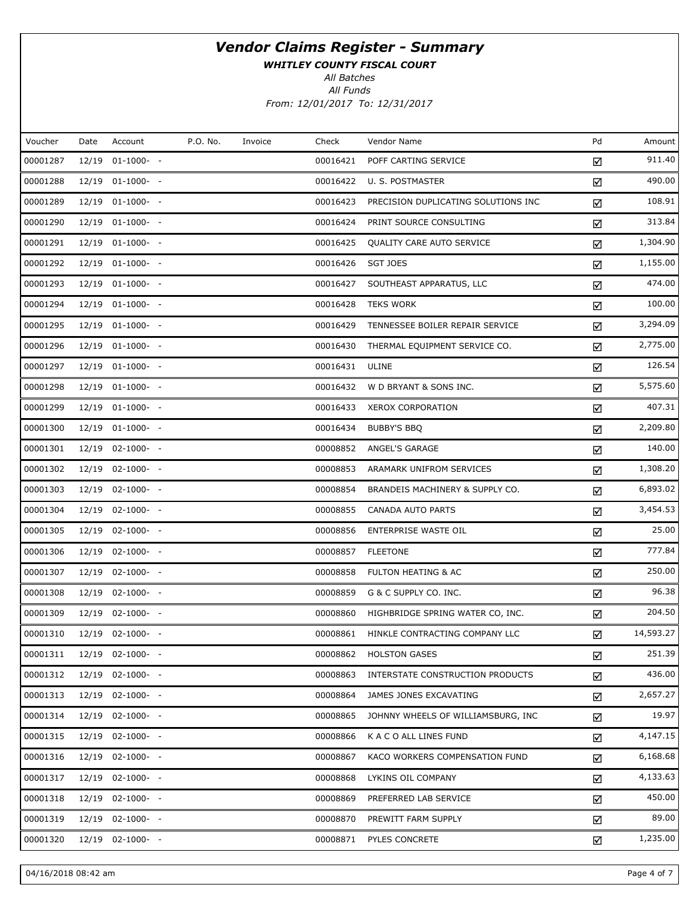# *Vendor Claims Register - Summary*

***WHITLEY COUNTY FISCAL COURT***

*All Batches*

*All Funds*

*From: 12/01/2017 To: 12/31/2017*

| Voucher | Date | Account | P.O. No. | Invoice | Check | Vendor Name | Pd | Amount |
|---|---|---|---|---|---|---|---|---|
| 00001287 | 12/19 | 01-1000- - | | | 00016421 | POFF CARTING SERVICE | ☑ | 911.40 |
| 00001288 | 12/19 | 01-1000- - | | | 00016422 | U. S. POSTMASTER | ☑ | 490.00 |
| 00001289 | 12/19 | 01-1000- - | | | 00016423 | PRECISION DUPLICATING SOLUTIONS INC | ☑ | 108.91 |
| 00001290 | 12/19 | 01-1000- - | | | 00016424 | PRINT SOURCE CONSULTING | ☑ | 313.84 |
| 00001291 | 12/19 | 01-1000- - | | | 00016425 | QUALITY CARE AUTO SERVICE | ☑ | 1,304.90 |
| 00001292 | 12/19 | 01-1000- - | | | 00016426 | SGT JOES | ☑ | 1,155.00 |
| 00001293 | 12/19 | 01-1000- - | | | 00016427 | SOUTHEAST APPARATUS, LLC | ☑ | 474.00 |
| 00001294 | 12/19 | 01-1000- - | | | 00016428 | TEKS WORK | ☑ | 100.00 |
| 00001295 | 12/19 | 01-1000- - | | | 00016429 | TENNESSEE BOILER REPAIR SERVICE | ☑ | 3,294.09 |
| 00001296 | 12/19 | 01-1000- - | | | 00016430 | THERMAL EQUIPMENT SERVICE CO. | ☑ | 2,775.00 |
| 00001297 | 12/19 | 01-1000- - | | | 00016431 | ULINE | ☑ | 126.54 |
| 00001298 | 12/19 | 01-1000- - | | | 00016432 | W D BRYANT & SONS INC. | ☑ | 5,575.60 |
| 00001299 | 12/19 | 01-1000- - | | | 00016433 | XEROX CORPORATION | ☑ | 407.31 |
| 00001300 | 12/19 | 01-1000- - | | | 00016434 | BUBBY'S BBQ | ☑ | 2,209.80 |
| 00001301 | 12/19 | 02-1000- - | | | 00008852 | ANGEL'S GARAGE | ☑ | 140.00 |
| 00001302 | 12/19 | 02-1000- - | | | 00008853 | ARAMARK UNIFROM SERVICES | ☑ | 1,308.20 |
| 00001303 | 12/19 | 02-1000- - | | | 00008854 | BRANDEIS MACHINERY & SUPPLY CO. | ☑ | 6,893.02 |
| 00001304 | 12/19 | 02-1000- - | | | 00008855 | CANADA AUTO PARTS | ☑ | 3,454.53 |
| 00001305 | 12/19 | 02-1000- - | | | 00008856 | ENTERPRISE WASTE OIL | ☑ | 25.00 |
| 00001306 | 12/19 | 02-1000- - | | | 00008857 | FLEETONE | ☑ | 777.84 |
| 00001307 | 12/19 | 02-1000- - | | | 00008858 | FULTON HEATING & AC | ☑ | 250.00 |
| 00001308 | 12/19 | 02-1000- - | | | 00008859 | G & C SUPPLY CO. INC. | ☑ | 96.38 |
| 00001309 | 12/19 | 02-1000- - | | | 00008860 | HIGHBRIDGE SPRING WATER CO, INC. | ☑ | 204.50 |
| 00001310 | 12/19 | 02-1000- - | | | 00008861 | HINKLE CONTRACTING COMPANY LLC | ☑ | 14,593.27 |
| 00001311 | 12/19 | 02-1000- - | | | 00008862 | HOLSTON GASES | ☑ | 251.39 |
| 00001312 | 12/19 | 02-1000- - | | | 00008863 | INTERSTATE CONSTRUCTION PRODUCTS | ☑ | 436.00 |
| 00001313 | 12/19 | 02-1000- - | | | 00008864 | JAMES JONES EXCAVATING | ☑ | 2,657.27 |
| 00001314 | 12/19 | 02-1000- - | | | 00008865 | JOHNNY WHEELS OF WILLIAMSBURG, INC | ☑ | 19.97 |
| 00001315 | 12/19 | 02-1000- - | | | 00008866 | K A C O ALL LINES FUND | ☑ | 4,147.15 |
| 00001316 | 12/19 | 02-1000- - | | | 00008867 | KACO WORKERS COMPENSATION FUND | ☑ | 6,168.68 |
| 00001317 | 12/19 | 02-1000- - | | | 00008868 | LYKINS OIL COMPANY | ☑ | 4,133.63 |
| 00001318 | 12/19 | 02-1000- - | | | 00008869 | PREFERRED LAB SERVICE | ☑ | 450.00 |
| 00001319 | 12/19 | 02-1000- - | | | 00008870 | PREWITT FARM SUPPLY | ☑ | 89.00 |
| 00001320 | 12/19 | 02-1000- - | | | 00008871 | PYLES CONCRETE | ☑ | 1,235.00 |

04/16/2018 08:42 am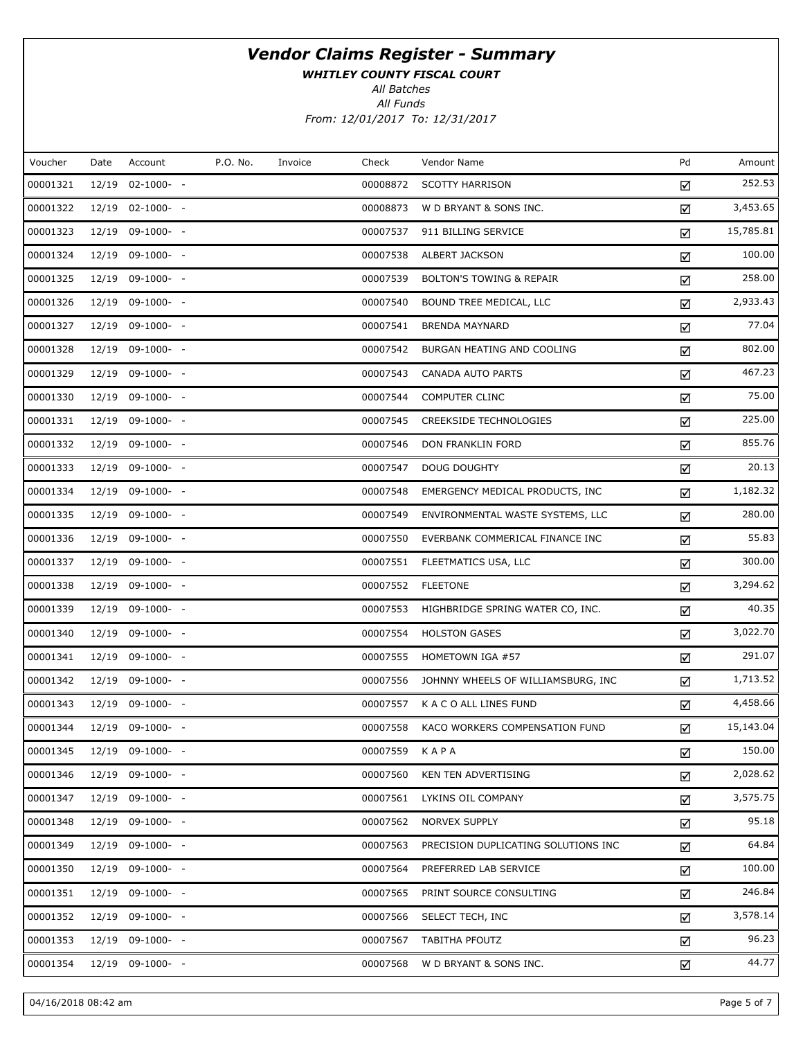# *Vendor Claims Register - Summary*

***WHITLEY COUNTY FISCAL COURT***

*All Batches*

*All Funds*

*From: 12/01/2017 To: 12/31/2017*

| Voucher | Date | Account | P.O. No. | Invoice | Check | Vendor Name | Pd | Amount |
|---|---|---|---|---|---|---|---|---|
| 00001321 | 12/19 | 02-1000- - | | | 00008872 | SCOTTY HARRISON | ☑ | 252.53 |
| 00001322 | 12/19 | 02-1000- - | | | 00008873 | W D BRYANT & SONS INC. | ☑ | 3,453.65 |
| 00001323 | 12/19 | 09-1000- - | | | 00007537 | 911 BILLING SERVICE | ☑ | 15,785.81 |
| 00001324 | 12/19 | 09-1000- - | | | 00007538 | ALBERT JACKSON | ☑ | 100.00 |
| 00001325 | 12/19 | 09-1000- - | | | 00007539 | BOLTON'S TOWING & REPAIR | ☑ | 258.00 |
| 00001326 | 12/19 | 09-1000- - | | | 00007540 | BOUND TREE MEDICAL, LLC | ☑ | 2,933.43 |
| 00001327 | 12/19 | 09-1000- - | | | 00007541 | BRENDA MAYNARD | ☑ | 77.04 |
| 00001328 | 12/19 | 09-1000- - | | | 00007542 | BURGAN HEATING AND COOLING | ☑ | 802.00 |
| 00001329 | 12/19 | 09-1000- - | | | 00007543 | CANADA AUTO PARTS | ☑ | 467.23 |
| 00001330 | 12/19 | 09-1000- - | | | 00007544 | COMPUTER CLINC | ☑ | 75.00 |
| 00001331 | 12/19 | 09-1000- - | | | 00007545 | CREEKSIDE TECHNOLOGIES | ☑ | 225.00 |
| 00001332 | 12/19 | 09-1000- - | | | 00007546 | DON FRANKLIN FORD | ☑ | 855.76 |
| 00001333 | 12/19 | 09-1000- - | | | 00007547 | DOUG DOUGHTY | ☑ | 20.13 |
| 00001334 | 12/19 | 09-1000- - | | | 00007548 | EMERGENCY MEDICAL PRODUCTS, INC | ☑ | 1,182.32 |
| 00001335 | 12/19 | 09-1000- - | | | 00007549 | ENVIRONMENTAL WASTE SYSTEMS, LLC | ☑ | 280.00 |
| 00001336 | 12/19 | 09-1000- - | | | 00007550 | EVERBANK COMMERICAL FINANCE INC | ☑ | 55.83 |
| 00001337 | 12/19 | 09-1000- - | | | 00007551 | FLEETMATICS USA, LLC | ☑ | 300.00 |
| 00001338 | 12/19 | 09-1000- - | | | 00007552 | FLEETONE | ☑ | 3,294.62 |
| 00001339 | 12/19 | 09-1000- - | | | 00007553 | HIGHBRIDGE SPRING WATER CO, INC. | ☑ | 40.35 |
| 00001340 | 12/19 | 09-1000- - | | | 00007554 | HOLSTON GASES | ☑ | 3,022.70 |
| 00001341 | 12/19 | 09-1000- - | | | 00007555 | HOMETOWN IGA #57 | ☑ | 291.07 |
| 00001342 | 12/19 | 09-1000- - | | | 00007556 | JOHNNY WHEELS OF WILLIAMSBURG, INC | ☑ | 1,713.52 |
| 00001343 | 12/19 | 09-1000- - | | | 00007557 | K A C O ALL LINES FUND | ☑ | 4,458.66 |
| 00001344 | 12/19 | 09-1000- - | | | 00007558 | KACO WORKERS COMPENSATION FUND | ☑ | 15,143.04 |
| 00001345 | 12/19 | 09-1000- - | | | 00007559 | K A P A | ☑ | 150.00 |
| 00001346 | 12/19 | 09-1000- - | | | 00007560 | KEN TEN ADVERTISING | ☑ | 2,028.62 |
| 00001347 | 12/19 | 09-1000- - | | | 00007561 | LYKINS OIL COMPANY | ☑ | 3,575.75 |
| 00001348 | 12/19 | 09-1000- - | | | 00007562 | NORVEX SUPPLY | ☑ | 95.18 |
| 00001349 | 12/19 | 09-1000- - | | | 00007563 | PRECISION DUPLICATING SOLUTIONS INC | ☑ | 64.84 |
| 00001350 | 12/19 | 09-1000- - | | | 00007564 | PREFERRED LAB SERVICE | ☑ | 100.00 |
| 00001351 | 12/19 | 09-1000- - | | | 00007565 | PRINT SOURCE CONSULTING | ☑ | 246.84 |
| 00001352 | 12/19 | 09-1000- - | | | 00007566 | SELECT TECH, INC | ☑ | 3,578.14 |
| 00001353 | 12/19 | 09-1000- - | | | 00007567 | TABITHA PFOUTZ | ☑ | 96.23 |
| 00001354 | 12/19 | 09-1000- - | | | 00007568 | W D BRYANT & SONS INC. | ☑ | 44.77 |

04/16/2018 08:42 am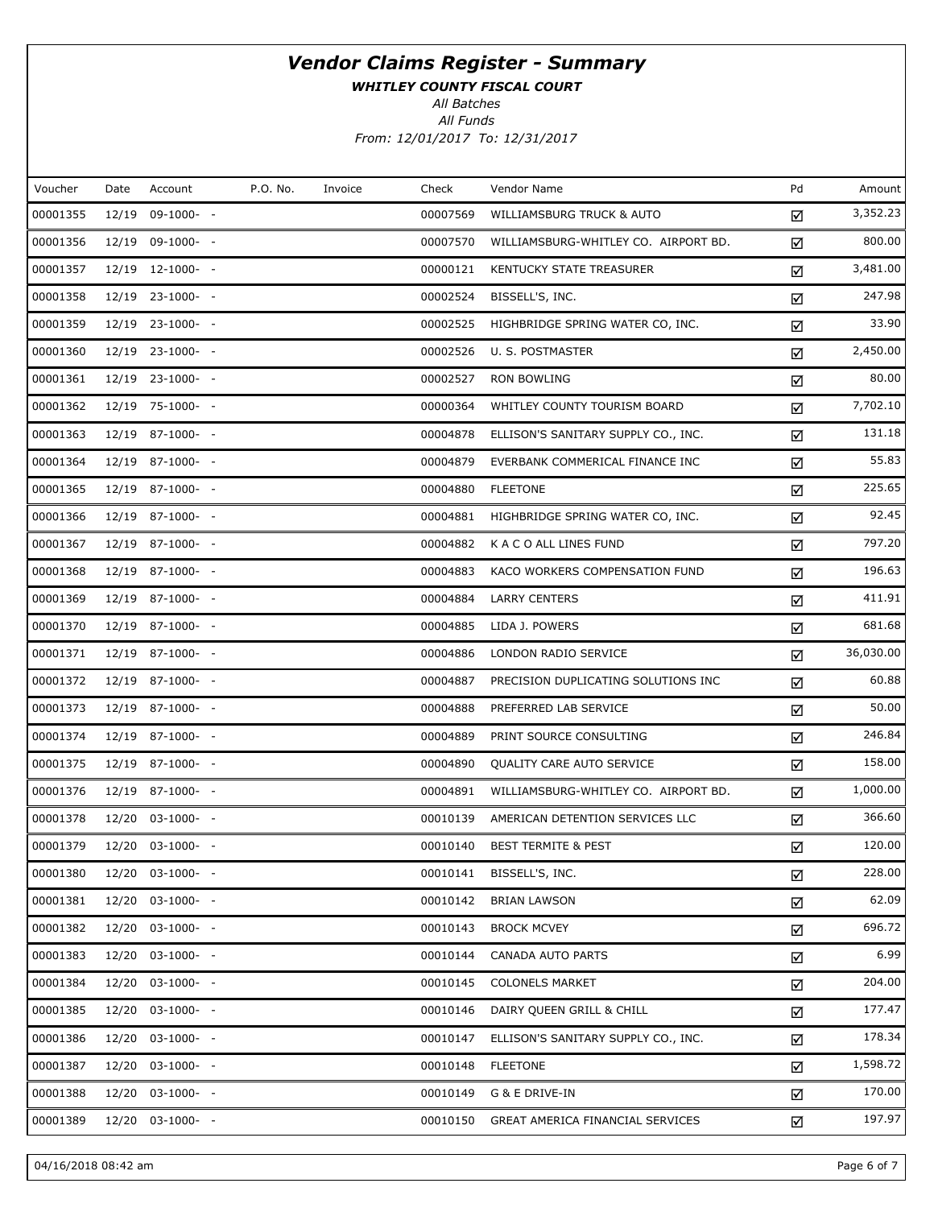# Vendor Claims Register - Summary

***WHITLEY COUNTY FISCAL COURT***

*All Batches*

*All Funds*

*From: 12/01/2017 To: 12/31/2017*

| Voucher | Date | Account | P.O. No. | Invoice | Check | Vendor Name | Pd | Amount |
|---|---|---|---|---|---|---|---|---|
| 00001355 | 12/19 | 09-1000- - | | | 00007569 | WILLIAMSBURG TRUCK & AUTO | ☑ | 3,352.23 |
| 00001356 | 12/19 | 09-1000- - | | | 00007570 | WILLIAMSBURG-WHITLEY CO. AIRPORT BD. | ☑ | 800.00 |
| 00001357 | 12/19 | 12-1000- - | | | 00000121 | KENTUCKY STATE TREASURER | ☑ | 3,481.00 |
| 00001358 | 12/19 | 23-1000- - | | | 00002524 | BISSELL'S, INC. | ☑ | 247.98 |
| 00001359 | 12/19 | 23-1000- - | | | 00002525 | HIGHBRIDGE SPRING WATER CO, INC. | ☑ | 33.90 |
| 00001360 | 12/19 | 23-1000- - | | | 00002526 | U. S. POSTMASTER | ☑ | 2,450.00 |
| 00001361 | 12/19 | 23-1000- - | | | 00002527 | RON BOWLING | ☑ | 80.00 |
| 00001362 | 12/19 | 75-1000- - | | | 00000364 | WHITLEY COUNTY TOURISM BOARD | ☑ | 7,702.10 |
| 00001363 | 12/19 | 87-1000- - | | | 00004878 | ELLISON'S SANITARY SUPPLY CO., INC. | ☑ | 131.18 |
| 00001364 | 12/19 | 87-1000- - | | | 00004879 | EVERBANK COMMERICAL FINANCE INC | ☑ | 55.83 |
| 00001365 | 12/19 | 87-1000- - | | | 00004880 | FLEETONE | ☑ | 225.65 |
| 00001366 | 12/19 | 87-1000- - | | | 00004881 | HIGHBRIDGE SPRING WATER CO, INC. | ☑ | 92.45 |
| 00001367 | 12/19 | 87-1000- - | | | 00004882 | K A C O ALL LINES FUND | ☑ | 797.20 |
| 00001368 | 12/19 | 87-1000- - | | | 00004883 | KACO WORKERS COMPENSATION FUND | ☑ | 196.63 |
| 00001369 | 12/19 | 87-1000- - | | | 00004884 | LARRY CENTERS | ☑ | 411.91 |
| 00001370 | 12/19 | 87-1000- - | | | 00004885 | LIDA J. POWERS | ☑ | 681.68 |
| 00001371 | 12/19 | 87-1000- - | | | 00004886 | LONDON RADIO SERVICE | ☑ | 36,030.00 |
| 00001372 | 12/19 | 87-1000- - | | | 00004887 | PRECISION DUPLICATING SOLUTIONS INC | ☑ | 60.88 |
| 00001373 | 12/19 | 87-1000- - | | | 00004888 | PREFERRED LAB SERVICE | ☑ | 50.00 |
| 00001374 | 12/19 | 87-1000- - | | | 00004889 | PRINT SOURCE CONSULTING | ☑ | 246.84 |
| 00001375 | 12/19 | 87-1000- - | | | 00004890 | QUALITY CARE AUTO SERVICE | ☑ | 158.00 |
| 00001376 | 12/19 | 87-1000- - | | | 00004891 | WILLIAMSBURG-WHITLEY CO. AIRPORT BD. | ☑ | 1,000.00 |
| 00001378 | 12/20 | 03-1000- - | | | 00010139 | AMERICAN DETENTION SERVICES LLC | ☑ | 366.60 |
| 00001379 | 12/20 | 03-1000- - | | | 00010140 | BEST TERMITE & PEST | ☑ | 120.00 |
| 00001380 | 12/20 | 03-1000- - | | | 00010141 | BISSELL'S, INC. | ☑ | 228.00 |
| 00001381 | 12/20 | 03-1000- - | | | 00010142 | BRIAN LAWSON | ☑ | 62.09 |
| 00001382 | 12/20 | 03-1000- - | | | 00010143 | BROCK MCVEY | ☑ | 696.72 |
| 00001383 | 12/20 | 03-1000- - | | | 00010144 | CANADA AUTO PARTS | ☑ | 6.99 |
| 00001384 | 12/20 | 03-1000- - | | | 00010145 | COLONELS MARKET | ☑ | 204.00 |
| 00001385 | 12/20 | 03-1000- - | | | 00010146 | DAIRY QUEEN GRILL & CHILL | ☑ | 177.47 |
| 00001386 | 12/20 | 03-1000- - | | | 00010147 | ELLISON'S SANITARY SUPPLY CO., INC. | ☑ | 178.34 |
| 00001387 | 12/20 | 03-1000- - | | | 00010148 | FLEETONE | ☑ | 1,598.72 |
| 00001388 | 12/20 | 03-1000- - | | | 00010149 | G & E DRIVE-IN | ☑ | 170.00 |
| 00001389 | 12/20 | 03-1000- - | | | 00010150 | GREAT AMERICA FINANCIAL SERVICES | ☑ | 197.97 |

04/16/2018 08:42 am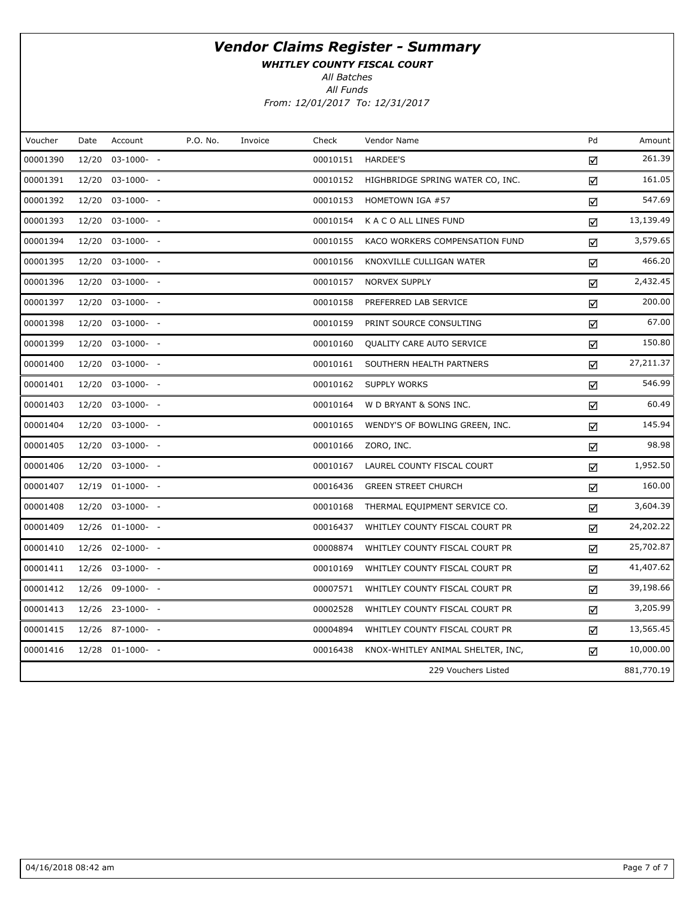# *Vendor Claims Register - Summary*

***WHITLEY COUNTY FISCAL COURT***

*All Batches*

*All Funds*

*From: 12/01/2017 To: 12/31/2017*

| Voucher | Date | Account | P.O. No. | Invoice | Check | Vendor Name | Pd | Amount |
|---|---|---|---|---|---|---|---|---|
| 00001390 | 12/20 | 03-1000- - | | | 00010151 | HARDEE'S | ☑ | 261.39 |
| 00001391 | 12/20 | 03-1000- - | | | 00010152 | HIGHBRIDGE SPRING WATER CO, INC. | ☑ | 161.05 |
| 00001392 | 12/20 | 03-1000- - | | | 00010153 | HOMETOWN IGA #57 | ☑ | 547.69 |
| 00001393 | 12/20 | 03-1000- - | | | 00010154 | K A C O ALL LINES FUND | ☑ | 13,139.49 |
| 00001394 | 12/20 | 03-1000- - | | | 00010155 | KACO WORKERS COMPENSATION FUND | ☑ | 3,579.65 |
| 00001395 | 12/20 | 03-1000- - | | | 00010156 | KNOXVILLE CULLIGAN WATER | ☑ | 466.20 |
| 00001396 | 12/20 | 03-1000- - | | | 00010157 | NORVEX SUPPLY | ☑ | 2,432.45 |
| 00001397 | 12/20 | 03-1000- - | | | 00010158 | PREFERRED LAB SERVICE | ☑ | 200.00 |
| 00001398 | 12/20 | 03-1000- - | | | 00010159 | PRINT SOURCE CONSULTING | ☑ | 67.00 |
| 00001399 | 12/20 | 03-1000- - | | | 00010160 | QUALITY CARE AUTO SERVICE | ☑ | 150.80 |
| 00001400 | 12/20 | 03-1000- - | | | 00010161 | SOUTHERN HEALTH PARTNERS | ☑ | 27,211.37 |
| 00001401 | 12/20 | 03-1000- - | | | 00010162 | SUPPLY WORKS | ☑ | 546.99 |
| 00001403 | 12/20 | 03-1000- - | | | 00010164 | W D BRYANT & SONS INC. | ☑ | 60.49 |
| 00001404 | 12/20 | 03-1000- - | | | 00010165 | WENDY'S OF BOWLING GREEN, INC. | ☑ | 145.94 |
| 00001405 | 12/20 | 03-1000- - | | | 00010166 | ZORO, INC. | ☑ | 98.98 |
| 00001406 | 12/20 | 03-1000- - | | | 00010167 | LAUREL COUNTY FISCAL COURT | ☑ | 1,952.50 |
| 00001407 | 12/19 | 01-1000- - | | | 00016436 | GREEN STREET CHURCH | ☑ | 160.00 |
| 00001408 | 12/20 | 03-1000- - | | | 00010168 | THERMAL EQUIPMENT SERVICE CO. | ☑ | 3,604.39 |
| 00001409 | 12/26 | 01-1000- - | | | 00016437 | WHITLEY COUNTY FISCAL COURT PR | ☑ | 24,202.22 |
| 00001410 | 12/26 | 02-1000- - | | | 00008874 | WHITLEY COUNTY FISCAL COURT PR | ☑ | 25,702.87 |
| 00001411 | 12/26 | 03-1000- - | | | 00010169 | WHITLEY COUNTY FISCAL COURT PR | ☑ | 41,407.62 |
| 00001412 | 12/26 | 09-1000- - | | | 00007571 | WHITLEY COUNTY FISCAL COURT PR | ☑ | 39,198.66 |
| 00001413 | 12/26 | 23-1000- - | | | 00002528 | WHITLEY COUNTY FISCAL COURT PR | ☑ | 3,205.99 |
| 00001415 | 12/26 | 87-1000- - | | | 00004894 | WHITLEY COUNTY FISCAL COURT PR | ☑ | 13,565.45 |
| 00001416 | 12/28 | 01-1000- - | | | 00016438 | KNOX-WHITLEY ANIMAL SHELTER, INC, | ☑ | 10,000.00 |
| | | | | | | 229 Vouchers Listed | | 881,770.19 |

04/16/2018 08:42 am